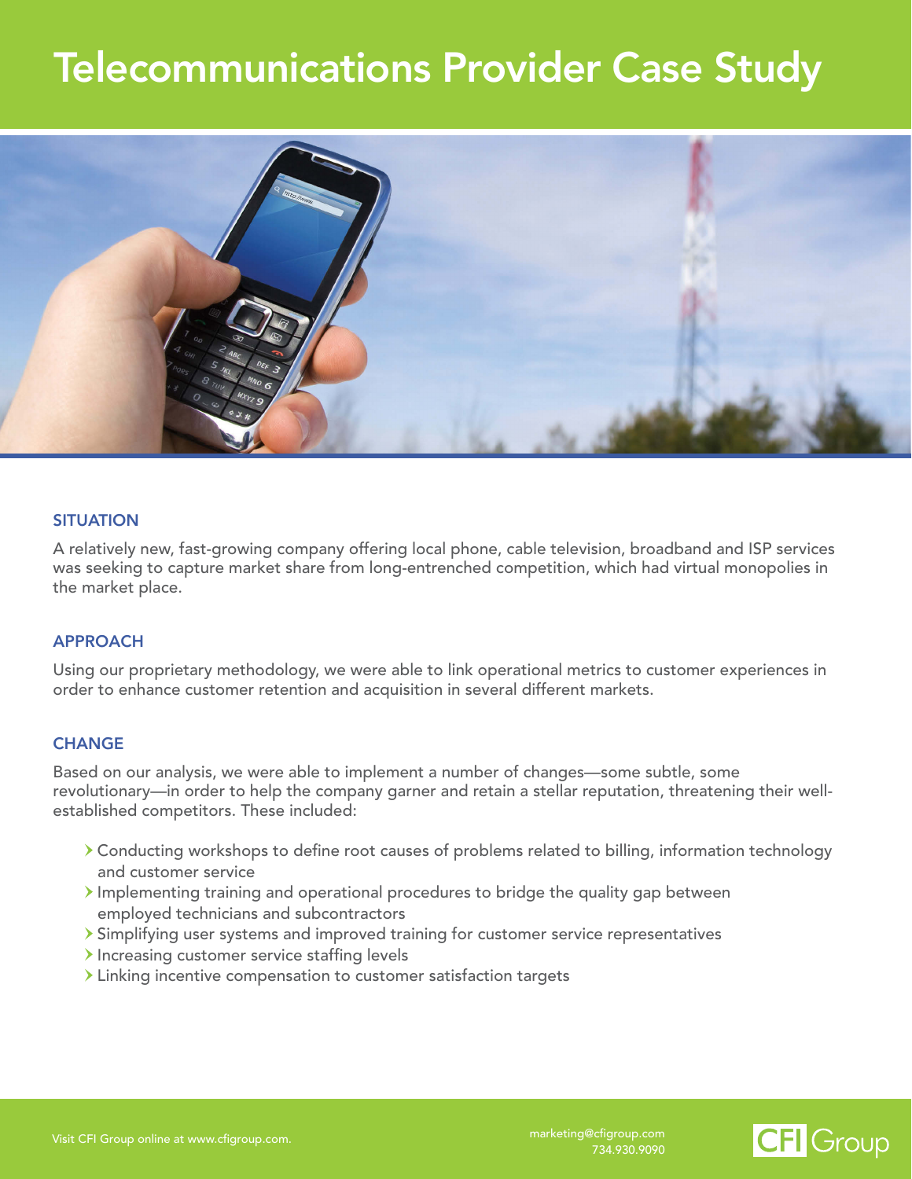# Telecommunications Provider Case Study

## SITUATION

A relatively new, fast-growing company offering local phone, cable television, broadband and ISP services was seeking to capture market share from long-entrenched competition, which had virtual monopolies in the market place.

## APPROACH

Using our proprietary methodology, we were able to link operational metrics to customer experiences in order to enhance customer retention and acquisition in several different markets.

## CHANGE

Based on our analysis, we were able to implement a number of changes—some subtle, some revolutionary—in order to help the company garner and retain a stellar reputation, threatening their well-established competitors. These included:

- Conducting workshops to define root causes of problems related to billing, information technology and customer service
- Implementing training and operational procedures to bridge the quality gap between employed technicians and subcontractors
- Simplifying user systems and improved training for customer service representatives
- Increasing customer service staffing levels
- Linking incentive compensation to customer satisfaction targets

Visit CFI Group online at www.cfigroup.com.

marketing@cfigroup.com
734.930.9090

CFI Group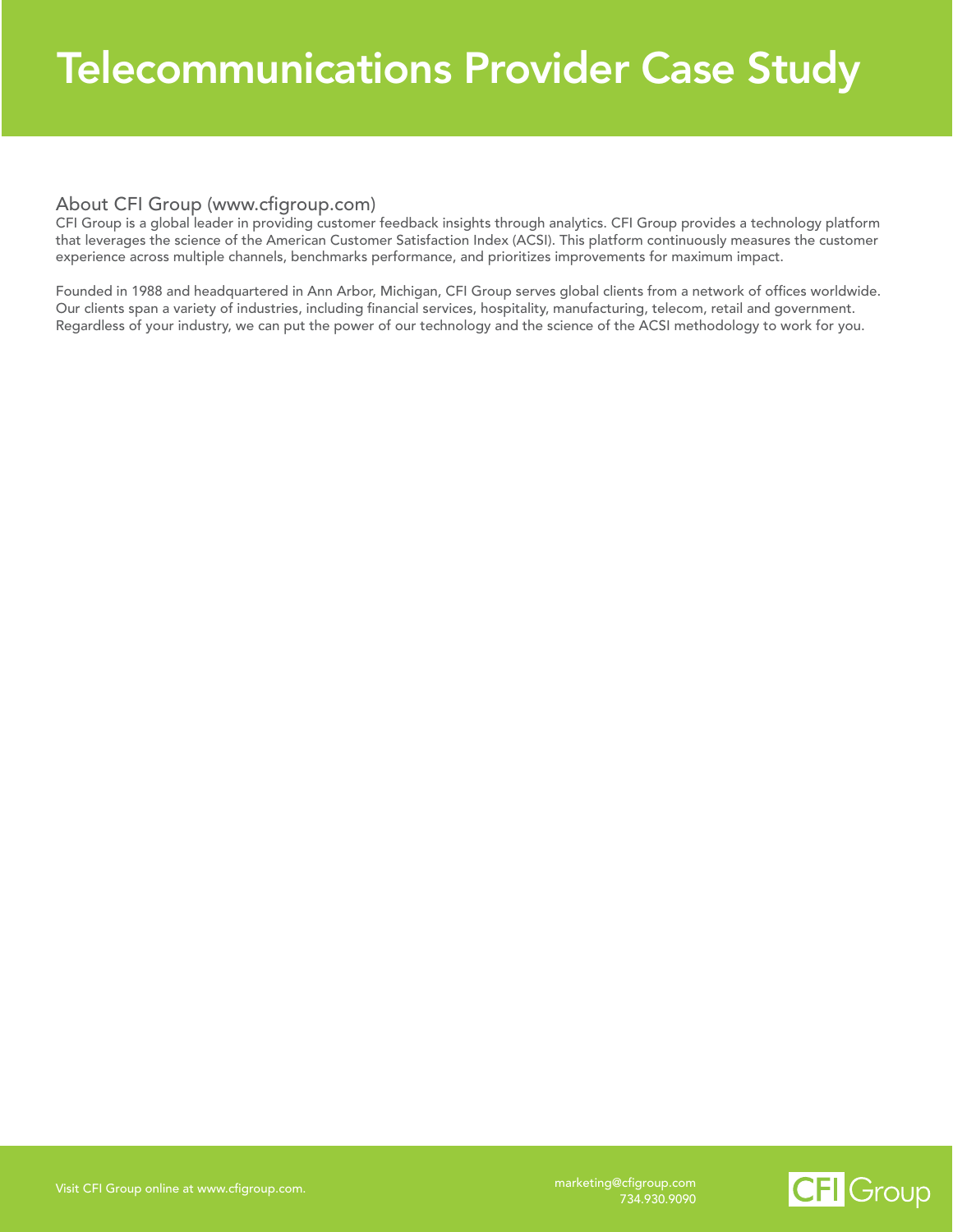# Telecommunications Provider Case Study

## About CFI Group (www.cfigroup.com)

CFI Group is a global leader in providing customer feedback insights through analytics. CFI Group provides a technology platform that leverages the science of the American Customer Satisfaction Index (ACSI). This platform continuously measures the customer experience across multiple channels, benchmarks performance, and prioritizes improvements for maximum impact.

Founded in 1988 and headquartered in Ann Arbor, Michigan, CFI Group serves global clients from a network of offices worldwide. Our clients span a variety of industries, including financial services, hospitality, manufacturing, telecom, retail and government. Regardless of your industry, we can put the power of our technology and the science of the ACSI methodology to work for you.

Visit CFI Group online at www.cfigroup.com.

marketing@cfigroup.com
734.930.9090

CFI Group